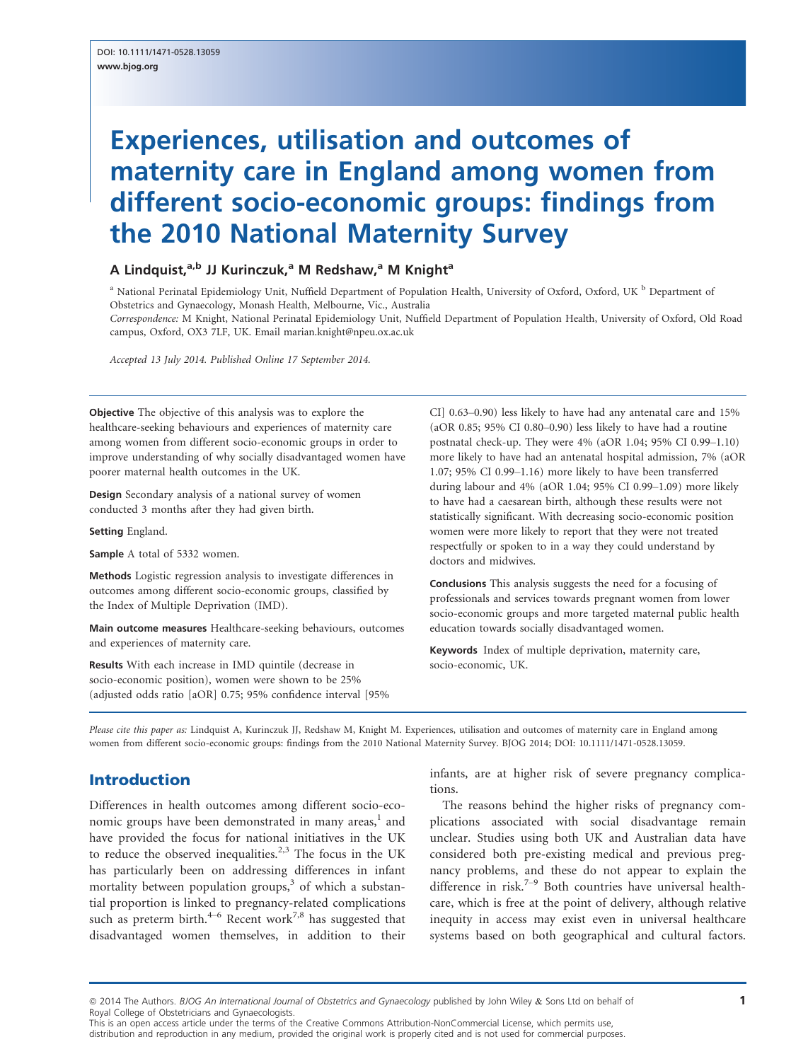DOI: 10.1111/1471-0528.13059
www.bjog.org

# Experiences, utilisation and outcomes of maternity care in England among women from different socio-economic groups: findings from the 2010 National Maternity Survey

**A Lindquist,[a,b] JJ Kurinczuk,[a] M Redshaw,[a] M Knight[a]**

[a] National Perinatal Epidemiology Unit, Nuffield Department of Population Health, University of Oxford, Oxford, UK [b] Department of Obstetrics and Gynaecology, Monash Health, Melbourne, Vic., Australia
*Correspondence:* M Knight, National Perinatal Epidemiology Unit, Nuffield Department of Population Health, University of Oxford, Old Road campus, Oxford, OX3 7LF, UK. Email marian.knight@npeu.ox.ac.uk

*Accepted 13 July 2014. Published Online 17 September 2014.*

**Objective** The objective of this analysis was to explore the healthcare-seeking behaviours and experiences of maternity care among women from different socio-economic groups in order to improve understanding of why socially disadvantaged women have poorer maternal health outcomes in the UK.

**Design** Secondary analysis of a national survey of women conducted 3 months after they had given birth.

**Setting** England.

**Sample** A total of 5332 women.

**Methods** Logistic regression analysis to investigate differences in outcomes among different socio-economic groups, classified by the Index of Multiple Deprivation (IMD).

**Main outcome measures** Healthcare-seeking behaviours, outcomes and experiences of maternity care.

**Results** With each increase in IMD quintile (decrease in socio-economic position), women were shown to be 25% (adjusted odds ratio [aOR] 0.75; 95% confidence interval [95% CI] 0.63–0.90) less likely to have had any antenatal care and 15% (aOR 0.85; 95% CI 0.80–0.90) less likely to have had a routine postnatal check-up. They were 4% (aOR 1.04; 95% CI 0.99–1.10) more likely to have had an antenatal hospital admission, 7% (aOR 1.07; 95% CI 0.99–1.16) more likely to have been transferred during labour and 4% (aOR 1.04; 95% CI 0.99–1.09) more likely to have had a caesarean birth, although these results were not statistically significant. With decreasing socio-economic position women were more likely to report that they were not treated respectfully or spoken to in a way they could understand by doctors and midwives.

**Conclusions** This analysis suggests the need for a focusing of professionals and services towards pregnant women from lower socio-economic groups and more targeted maternal public health education towards socially disadvantaged women.

**Keywords** Index of multiple deprivation, maternity care, socio-economic, UK.

*Please cite this paper as:* Lindquist A, Kurinczuk JJ, Redshaw M, Knight M. Experiences, utilisation and outcomes of maternity care in England among women from different socio-economic groups: findings from the 2010 National Maternity Survey. BJOG 2014; DOI: 10.1111/1471-0528.13059.

## Introduction

Differences in health outcomes among different socio-economic groups have been demonstrated in many areas,[1] and have provided the focus for national initiatives in the UK to reduce the observed inequalities.[2,3] The focus in the UK has particularly been on addressing differences in infant mortality between population groups,[3] of which a substantial proportion is linked to pregnancy-related complications such as preterm birth.[4–6] Recent work[7,8] has suggested that disadvantaged women themselves, in addition to their infants, are at higher risk of severe pregnancy complications.

The reasons behind the higher risks of pregnancy complications associated with social disadvantage remain unclear. Studies using both UK and Australian data have considered both pre-existing medical and previous pregnancy problems, and these do not appear to explain the difference in risk.[7–9] Both countries have universal healthcare, which is free at the point of delivery, although relative inequity in access may exist even in universal healthcare systems based on both geographical and cultural factors.

© 2014 The Authors. *BJOG An International Journal of Obstetrics and Gynaecology* published by John Wiley & Sons Ltd on behalf of Royal College of Obstetricians and Gynaecologists.
This is an open access article under the terms of the Creative Commons Attribution-NonCommercial License, which permits use, distribution and reproduction in any medium, provided the original work is properly cited and is not used for commercial purposes.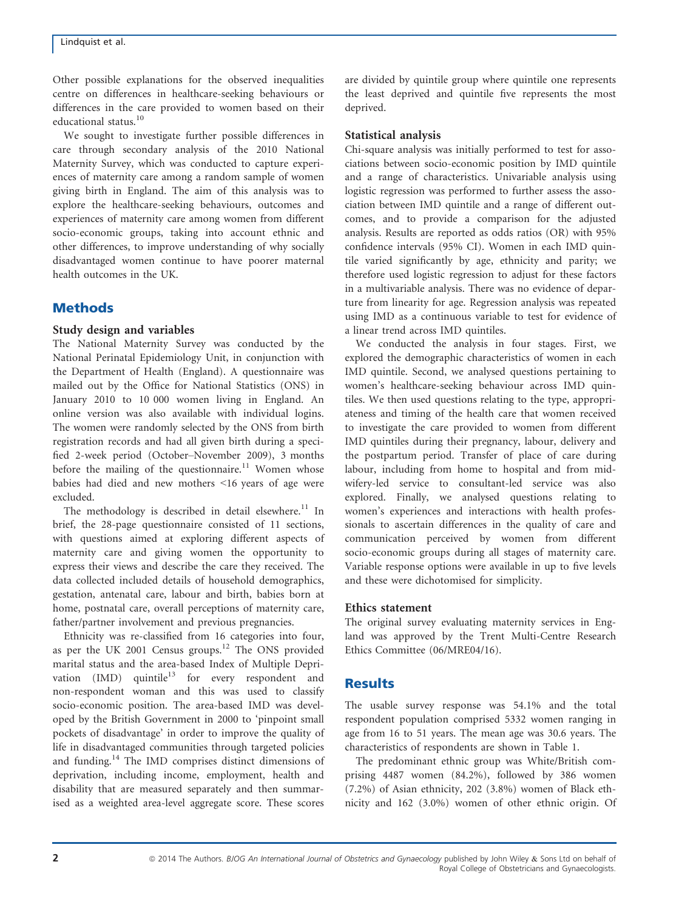Other possible explanations for the observed inequalities centre on differences in healthcare-seeking behaviours or differences in the care provided to women based on their educational status.[10]

We sought to investigate further possible differences in care through secondary analysis of the 2010 National Maternity Survey, which was conducted to capture experiences of maternity care among a random sample of women giving birth in England. The aim of this analysis was to explore the healthcare-seeking behaviours, outcomes and experiences of maternity care among women from different socio-economic groups, taking into account ethnic and other differences, to improve understanding of why socially disadvantaged women continue to have poorer maternal health outcomes in the UK.

## Methods

### Study design and variables

The National Maternity Survey was conducted by the National Perinatal Epidemiology Unit, in conjunction with the Department of Health (England). A questionnaire was mailed out by the Office for National Statistics (ONS) in January 2010 to 10 000 women living in England. An online version was also available with individual logins. The women were randomly selected by the ONS from birth registration records and had all given birth during a specified 2-week period (October–November 2009), 3 months before the mailing of the questionnaire.[11] Women whose babies had died and new mothers <16 years of age were excluded.

The methodology is described in detail elsewhere.[11] In brief, the 28-page questionnaire consisted of 11 sections, with questions aimed at exploring different aspects of maternity care and giving women the opportunity to express their views and describe the care they received. The data collected included details of household demographics, gestation, antenatal care, labour and birth, babies born at home, postnatal care, overall perceptions of maternity care, father/partner involvement and previous pregnancies.

Ethnicity was re-classified from 16 categories into four, as per the UK 2001 Census groups.[12] The ONS provided marital status and the area-based Index of Multiple Deprivation (IMD) quintile[13] for every respondent and non-respondent woman and this was used to classify socio-economic position. The area-based IMD was developed by the British Government in 2000 to 'pinpoint small pockets of disadvantage' in order to improve the quality of life in disadvantaged communities through targeted policies and funding.[14] The IMD comprises distinct dimensions of deprivation, including income, employment, health and disability that are measured separately and then summarised as a weighted area-level aggregate score. These scores are divided by quintile group where quintile one represents the least deprived and quintile five represents the most deprived.

### Statistical analysis

Chi-square analysis was initially performed to test for associations between socio-economic position by IMD quintile and a range of characteristics. Univariable analysis using logistic regression was performed to further assess the association between IMD quintile and a range of different outcomes, and to provide a comparison for the adjusted analysis. Results are reported as odds ratios (OR) with 95% confidence intervals (95% CI). Women in each IMD quintile varied significantly by age, ethnicity and parity; we therefore used logistic regression to adjust for these factors in a multivariable analysis. There was no evidence of departure from linearity for age. Regression analysis was repeated using IMD as a continuous variable to test for evidence of a linear trend across IMD quintiles.

We conducted the analysis in four stages. First, we explored the demographic characteristics of women in each IMD quintile. Second, we analysed questions pertaining to women's healthcare-seeking behaviour across IMD quintiles. We then used questions relating to the type, appropriateness and timing of the health care that women received to investigate the care provided to women from different IMD quintiles during their pregnancy, labour, delivery and the postpartum period. Transfer of place of care during labour, including from home to hospital and from midwifery-led service to consultant-led service was also explored. Finally, we analysed questions relating to women's experiences and interactions with health professionals to ascertain differences in the quality of care and communication perceived by women from different socio-economic groups during all stages of maternity care. Variable response options were available in up to five levels and these were dichotomised for simplicity.

### Ethics statement

The original survey evaluating maternity services in England was approved by the Trent Multi-Centre Research Ethics Committee (06/MRE04/16).

## Results

The usable survey response was 54.1% and the total respondent population comprised 5332 women ranging in age from 16 to 51 years. The mean age was 30.6 years. The characteristics of respondents are shown in Table 1.

The predominant ethnic group was White/British comprising 4487 women (84.2%), followed by 386 women (7.2%) of Asian ethnicity, 202 (3.8%) women of Black ethnicity and 162 (3.0%) women of other ethnic origin. Of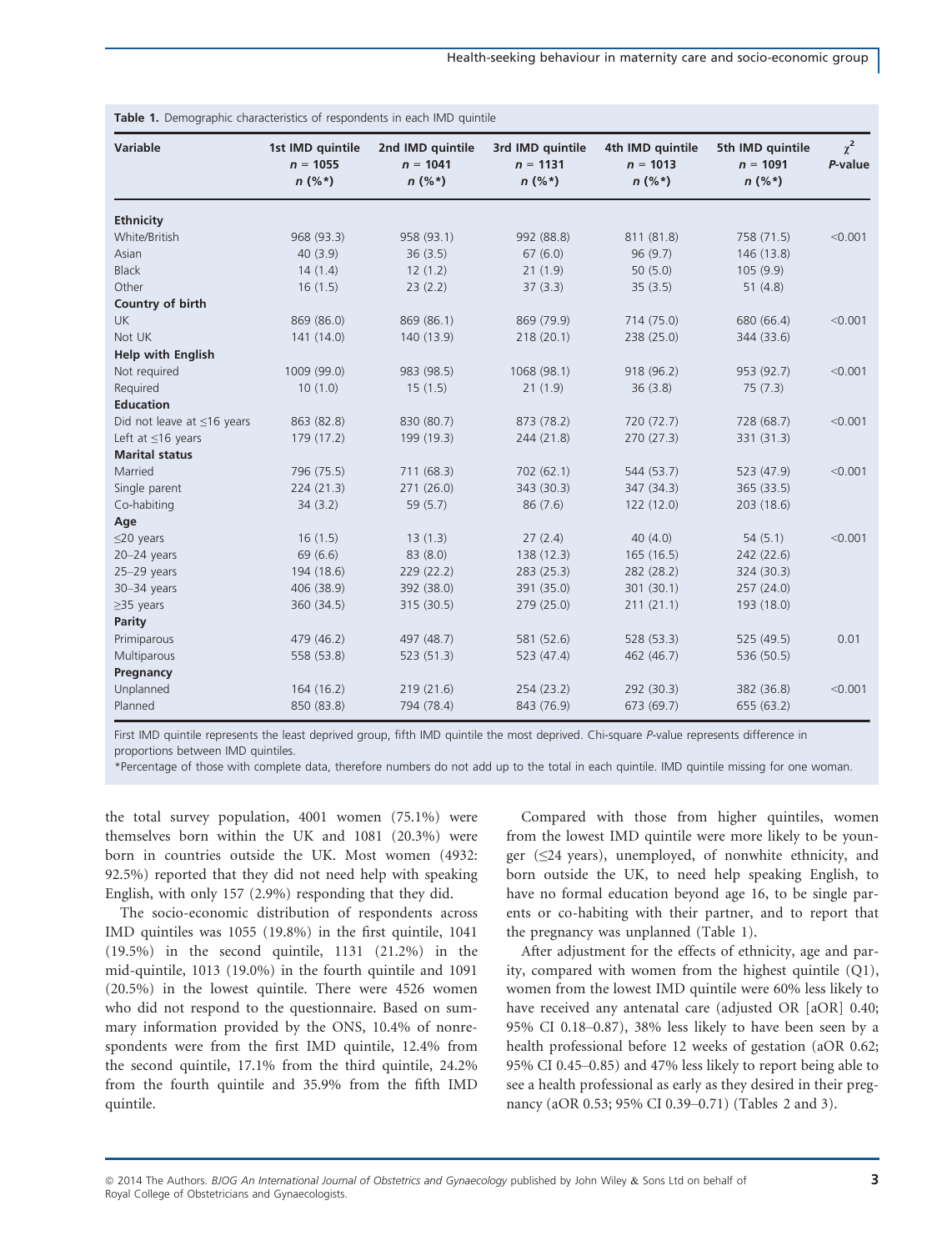**Table 1.** Demographic characteristics of respondents in each IMD quintile

| Variable | 1st IMD quintile $n$ = 1055 $n$ (%*) | 2nd IMD quintile $n$ = 1041 $n$ (%*) | 3rd IMD quintile $n$ = 1131 $n$ (%*) | 4th IMD quintile $n$ = 1013 $n$ (%*) | 5th IMD quintile $n$ = 1091 $n$ (%*) | $\chi^2$ P-value |
|---|---|---|---|---|---|---|
| **Ethnicity** | | | | | | |
| White/British | 968 (93.3) | 958 (93.1) | 992 (88.8) | 811 (81.8) | 758 (71.5) | <0.001 |
| Asian | 40 (3.9) | 36 (3.5) | 67 (6.0) | 96 (9.7) | 146 (13.8) | |
| Black | 14 (1.4) | 12 (1.2) | 21 (1.9) | 50 (5.0) | 105 (9.9) | |
| Other | 16 (1.5) | 23 (2.2) | 37 (3.3) | 35 (3.5) | 51 (4.8) | |
| **Country of birth** | | | | | | |
| UK | 869 (86.0) | 869 (86.1) | 869 (79.9) | 714 (75.0) | 680 (66.4) | <0.001 |
| Not UK | 141 (14.0) | 140 (13.9) | 218 (20.1) | 238 (25.0) | 344 (33.6) | |
| **Help with English** | | | | | | |
| Not required | 1009 (99.0) | 983 (98.5) | 1068 (98.1) | 918 (96.2) | 953 (92.7) | <0.001 |
| Required | 10 (1.0) | 15 (1.5) | 21 (1.9) | 36 (3.8) | 75 (7.3) | |
| **Education** | | | | | | |
| Did not leave at ≤16 years | 863 (82.8) | 830 (80.7) | 873 (78.2) | 720 (72.7) | 728 (68.7) | <0.001 |
| Left at ≤16 years | 179 (17.2) | 199 (19.3) | 244 (21.8) | 270 (27.3) | 331 (31.3) | |
| **Marital status** | | | | | | |
| Married | 796 (75.5) | 711 (68.3) | 702 (62.1) | 544 (53.7) | 523 (47.9) | <0.001 |
| Single parent | 224 (21.3) | 271 (26.0) | 343 (30.3) | 347 (34.3) | 365 (33.5) | |
| Co-habiting | 34 (3.2) | 59 (5.7) | 86 (7.6) | 122 (12.0) | 203 (18.6) | |
| **Age** | | | | | | |
| ≤20 years | 16 (1.5) | 13 (1.3) | 27 (2.4) | 40 (4.0) | 54 (5.1) | <0.001 |
| 20–24 years | 69 (6.6) | 83 (8.0) | 138 (12.3) | 165 (16.5) | 242 (22.6) | |
| 25–29 years | 194 (18.6) | 229 (22.2) | 283 (25.3) | 282 (28.2) | 324 (30.3) | |
| 30–34 years | 406 (38.9) | 392 (38.0) | 391 (35.0) | 301 (30.1) | 257 (24.0) | |
| ≥35 years | 360 (34.5) | 315 (30.5) | 279 (25.0) | 211 (21.1) | 193 (18.0) | |
| **Parity** | | | | | | |
| Primiparous | 479 (46.2) | 497 (48.7) | 581 (52.6) | 528 (53.3) | 525 (49.5) | 0.01 |
| Multiparous | 558 (53.8) | 523 (51.3) | 523 (47.4) | 462 (46.7) | 536 (50.5) | |
| **Pregnancy** | | | | | | |
| Unplanned | 164 (16.2) | 219 (21.6) | 254 (23.2) | 292 (30.3) | 382 (36.8) | <0.001 |
| Planned | 850 (83.8) | 794 (78.4) | 843 (76.9) | 673 (69.7) | 655 (63.2) | |

First IMD quintile represents the least deprived group, fifth IMD quintile the most deprived. Chi-square P-value represents difference in proportions between IMD quintiles.

*Percentage of those with complete data, therefore numbers do not add up to the total in each quintile. IMD quintile missing for one woman.

the total survey population, 4001 women (75.1%) were themselves born within the UK and 1081 (20.3%) were born in countries outside the UK. Most women (4932: 92.5%) reported that they did not need help with speaking English, with only 157 (2.9%) responding that they did.

The socio-economic distribution of respondents across IMD quintiles was 1055 (19.8%) in the first quintile, 1041 (19.5%) in the second quintile, 1131 (21.2%) in the mid-quintile, 1013 (19.0%) in the fourth quintile and 1091 (20.5%) in the lowest quintile. There were 4526 women who did not respond to the questionnaire. Based on summary information provided by the ONS, 10.4% of nonrespondents were from the first IMD quintile, 12.4% from the second quintile, 17.1% from the third quintile, 24.2% from the fourth quintile and 35.9% from the fifth IMD quintile.

Compared with those from higher quintiles, women from the lowest IMD quintile were more likely to be younger (≤24 years), unemployed, of nonwhite ethnicity, and born outside the UK, to need help speaking English, to have no formal education beyond age 16, to be single parents or co-habiting with their partner, and to report that the pregnancy was unplanned (Table 1).

After adjustment for the effects of ethnicity, age and parity, compared with women from the highest quintile (Q1), women from the lowest IMD quintile were 60% less likely to have received any antenatal care (adjusted OR [aOR] 0.40; 95% CI 0.18–0.87), 38% less likely to have been seen by a health professional before 12 weeks of gestation (aOR 0.62; 95% CI 0.45–0.85) and 47% less likely to report being able to see a health professional as early as they desired in their pregnancy (aOR 0.53; 95% CI 0.39–0.71) (Tables 2 and 3).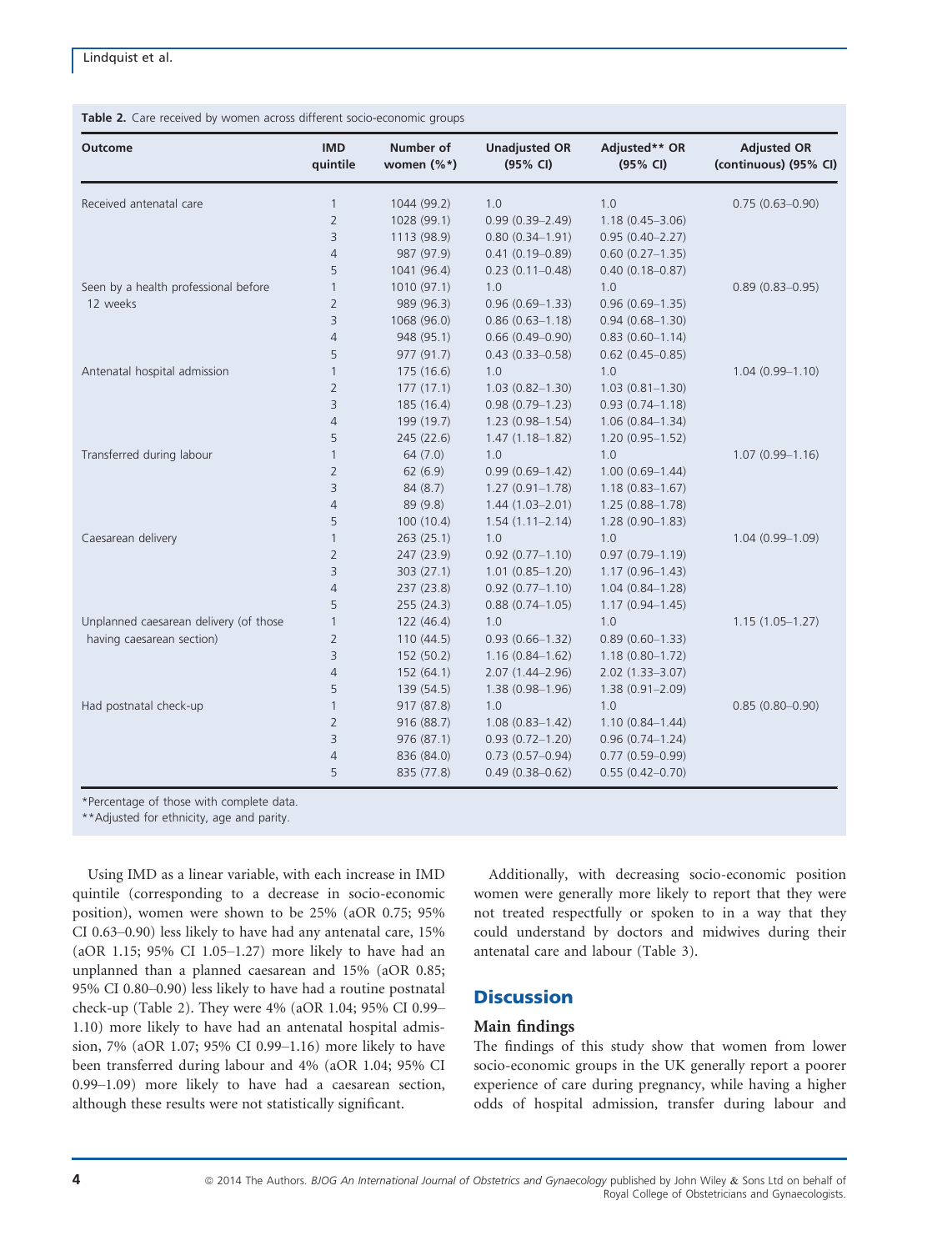**Table 2.** Care received by women across different socio-economic groups

| Outcome | IMD quintile | Number of women (%*) | Unadjusted OR (95% CI) | Adjusted** OR (95% CI) | Adjusted OR (continuous) (95% CI) |
|---|---|---|---|---|---|
| Received antenatal care | 1 | 1044 (99.2) | 1.0 | 1.0 | 0.75 (0.63–0.90) |
| | 2 | 1028 (99.1) | 0.99 (0.39–2.49) | 1.18 (0.45–3.06) | |
| | 3 | 1113 (98.9) | 0.80 (0.34–1.91) | 0.95 (0.40–2.27) | |
| | 4 | 987 (97.9) | 0.41 (0.19–0.89) | 0.60 (0.27–1.35) | |
| | 5 | 1041 (96.4) | 0.23 (0.11–0.48) | 0.40 (0.18–0.87) | |
| Seen by a health professional before 12 weeks | 1 | 1010 (97.1) | 1.0 | 1.0 | 0.89 (0.83–0.95) |
| | 2 | 989 (96.3) | 0.96 (0.69–1.33) | 0.96 (0.69–1.35) | |
| | 3 | 1068 (96.0) | 0.86 (0.63–1.18) | 0.94 (0.68–1.30) | |
| | 4 | 948 (95.1) | 0.66 (0.49–0.90) | 0.83 (0.60–1.14) | |
| | 5 | 977 (91.7) | 0.43 (0.33–0.58) | 0.62 (0.45–0.85) | |
| Antenatal hospital admission | 1 | 175 (16.6) | 1.0 | 1.0 | 1.04 (0.99–1.10) |
| | 2 | 177 (17.1) | 1.03 (0.82–1.30) | 1.03 (0.81–1.30) | |
| | 3 | 185 (16.4) | 0.98 (0.79–1.23) | 0.93 (0.74–1.18) | |
| | 4 | 199 (19.7) | 1.23 (0.98–1.54) | 1.06 (0.84–1.34) | |
| | 5 | 245 (22.6) | 1.47 (1.18–1.82) | 1.20 (0.95–1.52) | |
| Transferred during labour | 1 | 64 (7.0) | 1.0 | 1.0 | 1.07 (0.99–1.16) |
| | 2 | 62 (6.9) | 0.99 (0.69–1.42) | 1.00 (0.69–1.44) | |
| | 3 | 84 (8.7) | 1.27 (0.91–1.78) | 1.18 (0.83–1.67) | |
| | 4 | 89 (9.8) | 1.44 (1.03–2.01) | 1.25 (0.88–1.78) | |
| | 5 | 100 (10.4) | 1.54 (1.11–2.14) | 1.28 (0.90–1.83) | |
| Caesarean delivery | 1 | 263 (25.1) | 1.0 | 1.0 | 1.04 (0.99–1.09) |
| | 2 | 247 (23.9) | 0.92 (0.77–1.10) | 0.97 (0.79–1.19) | |
| | 3 | 303 (27.1) | 1.01 (0.85–1.20) | 1.17 (0.96–1.43) | |
| | 4 | 237 (23.8) | 0.92 (0.77–1.10) | 1.04 (0.84–1.28) | |
| | 5 | 255 (24.3) | 0.88 (0.74–1.05) | 1.17 (0.94–1.45) | |
| Unplanned caesarean delivery (of those having caesarean section) | 1 | 122 (46.4) | 1.0 | 1.0 | 1.15 (1.05–1.27) |
| | 2 | 110 (44.5) | 0.93 (0.66–1.32) | 0.89 (0.60–1.33) | |
| | 3 | 152 (50.2) | 1.16 (0.84–1.62) | 1.18 (0.80–1.72) | |
| | 4 | 152 (64.1) | 2.07 (1.44–2.96) | 2.02 (1.33–3.07) | |
| | 5 | 139 (54.5) | 1.38 (0.98–1.96) | 1.38 (0.91–2.09) | |
| Had postnatal check-up | 1 | 917 (87.8) | 1.0 | 1.0 | 0.85 (0.80–0.90) |
| | 2 | 916 (88.7) | 1.08 (0.83–1.42) | 1.10 (0.84–1.44) | |
| | 3 | 976 (87.1) | 0.93 (0.72–1.20) | 0.96 (0.74–1.24) | |
| | 4 | 836 (84.0) | 0.73 (0.57–0.94) | 0.77 (0.59–0.99) | |
| | 5 | 835 (77.8) | 0.49 (0.38–0.62) | 0.55 (0.42–0.70) | |

*Percentage of those with complete data.
**Adjusted for ethnicity, age and parity.

Using IMD as a linear variable, with each increase in IMD quintile (corresponding to a decrease in socio-economic position), women were shown to be 25% (aOR 0.75; 95% CI 0.63–0.90) less likely to have had any antenatal care, 15% (aOR 1.15; 95% CI 1.05–1.27) more likely to have had an unplanned than a planned caesarean and 15% (aOR 0.85; 95% CI 0.80–0.90) less likely to have had a routine postnatal check-up (Table 2). They were 4% (aOR 1.04; 95% CI 0.99–1.10) more likely to have had an antenatal hospital admission, 7% (aOR 1.07; 95% CI 0.99–1.16) more likely to have been transferred during labour and 4% (aOR 1.04; 95% CI 0.99–1.09) more likely to have had a caesarean section, although these results were not statistically significant.

Additionally, with decreasing socio-economic position women were generally more likely to report that they were not treated respectfully or spoken to in a way that they could understand by doctors and midwives during their antenatal care and labour (Table 3).

## Discussion

### Main findings

The findings of this study show that women from lower socio-economic groups in the UK generally report a poorer experience of care during pregnancy, while having a higher odds of hospital admission, transfer during labour and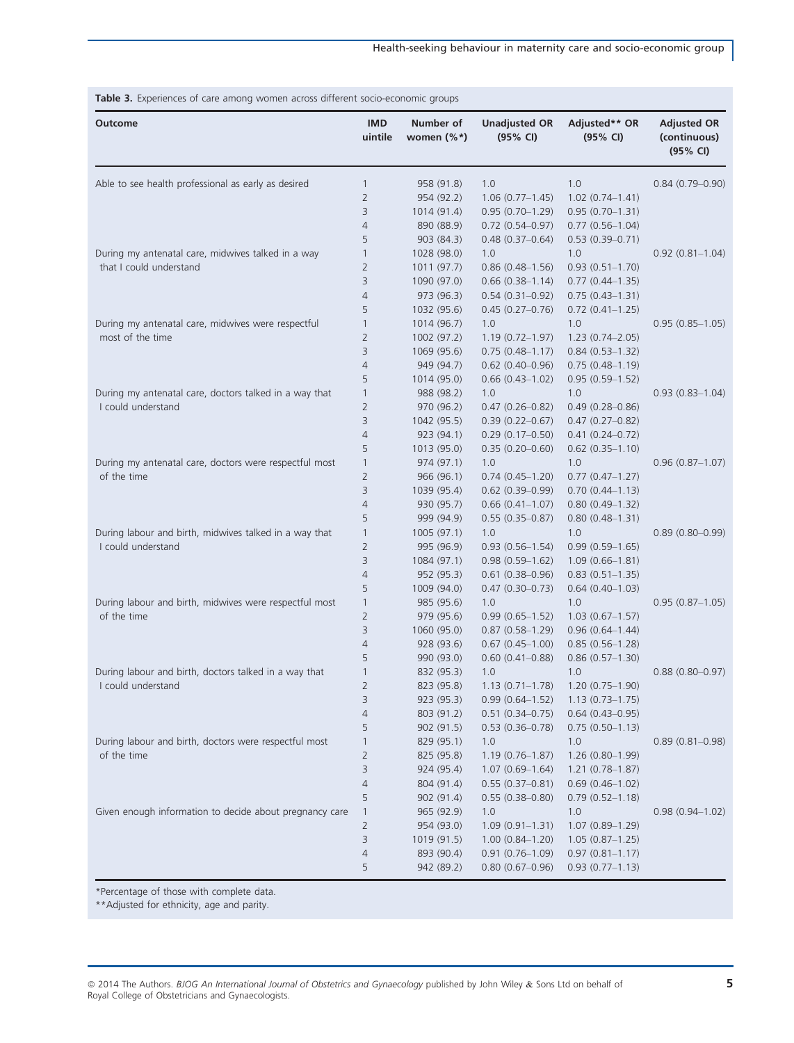**Table 3.** Experiences of care among women across different socio-economic groups

| Outcome | IMD uintile | Number of women (%*) | Unadjusted OR (95% CI) | Adjusted** OR (95% CI) | Adjusted OR (continuous) (95% CI) |
|---|---|---|---|---|---|
| Able to see health professional as early as desired | 1 | 958 (91.8) | 1.0 | 1.0 | 0.84 (0.79–0.90) |
| | 2 | 954 (92.2) | 1.06 (0.77–1.45) | 1.02 (0.74–1.41) | |
| | 3 | 1014 (91.4) | 0.95 (0.70–1.29) | 0.95 (0.70–1.31) | |
| | 4 | 890 (88.9) | 0.72 (0.54–0.97) | 0.77 (0.56–1.04) | |
| | 5 | 903 (84.3) | 0.48 (0.37–0.64) | 0.53 (0.39–0.71) | |
| During my antenatal care, midwives talked in a way that I could understand | 1 | 1028 (98.0) | 1.0 | 1.0 | 0.92 (0.81–1.04) |
| | 2 | 1011 (97.7) | 0.86 (0.48–1.56) | 0.93 (0.51–1.70) | |
| | 3 | 1090 (97.0) | 0.66 (0.38–1.14) | 0.77 (0.44–1.35) | |
| | 4 | 973 (96.3) | 0.54 (0.31–0.92) | 0.75 (0.43–1.31) | |
| | 5 | 1032 (95.6) | 0.45 (0.27–0.76) | 0.72 (0.41–1.25) | |
| During my antenatal care, midwives were respectful most of the time | 1 | 1014 (96.7) | 1.0 | 1.0 | 0.95 (0.85–1.05) |
| | 2 | 1002 (97.2) | 1.19 (0.72–1.97) | 1.23 (0.74–2.05) | |
| | 3 | 1069 (95.6) | 0.75 (0.48–1.17) | 0.84 (0.53–1.32) | |
| | 4 | 949 (94.7) | 0.62 (0.40–0.96) | 0.75 (0.48–1.19) | |
| | 5 | 1014 (95.0) | 0.66 (0.43–1.02) | 0.95 (0.59–1.52) | |
| During my antenatal care, doctors talked in a way that I could understand | 1 | 988 (98.2) | 1.0 | 1.0 | 0.93 (0.83–1.04) |
| | 2 | 970 (96.2) | 0.47 (0.26–0.82) | 0.49 (0.28–0.86) | |
| | 3 | 1042 (95.5) | 0.39 (0.22–0.67) | 0.47 (0.27–0.82) | |
| | 4 | 923 (94.1) | 0.29 (0.17–0.50) | 0.41 (0.24–0.72) | |
| | 5 | 1013 (95.0) | 0.35 (0.20–0.60) | 0.62 (0.35–1.10) | |
| During my antenatal care, doctors were respectful most of the time | 1 | 974 (97.1) | 1.0 | 1.0 | 0.96 (0.87–1.07) |
| | 2 | 966 (96.1) | 0.74 (0.45–1.20) | 0.77 (0.47–1.27) | |
| | 3 | 1039 (95.4) | 0.62 (0.39–0.99) | 0.70 (0.44–1.13) | |
| | 4 | 930 (95.7) | 0.66 (0.41–1.07) | 0.80 (0.49–1.32) | |
| | 5 | 999 (94.9) | 0.55 (0.35–0.87) | 0.80 (0.48–1.31) | |
| During labour and birth, midwives talked in a way that I could understand | 1 | 1005 (97.1) | 1.0 | 1.0 | 0.89 (0.80–0.99) |
| | 2 | 995 (96.9) | 0.93 (0.56–1.54) | 0.99 (0.59–1.65) | |
| | 3 | 1084 (97.1) | 0.98 (0.59–1.62) | 1.09 (0.66–1.81) | |
| | 4 | 952 (95.3) | 0.61 (0.38–0.96) | 0.83 (0.51–1.35) | |
| | 5 | 1009 (94.0) | 0.47 (0.30–0.73) | 0.64 (0.40–1.03) | |
| During labour and birth, midwives were respectful most of the time | 1 | 985 (95.6) | 1.0 | 1.0 | 0.95 (0.87–1.05) |
| | 2 | 979 (95.6) | 0.99 (0.65–1.52) | 1.03 (0.67–1.57) | |
| | 3 | 1060 (95.0) | 0.87 (0.58–1.29) | 0.96 (0.64–1.44) | |
| | 4 | 928 (93.6) | 0.67 (0.45–1.00) | 0.85 (0.56–1.28) | |
| | 5 | 990 (93.0) | 0.60 (0.41–0.88) | 0.86 (0.57–1.30) | |
| During labour and birth, doctors talked in a way that I could understand | 1 | 832 (95.3) | 1.0 | 1.0 | 0.88 (0.80–0.97) |
| | 2 | 823 (95.8) | 1.13 (0.71–1.78) | 1.20 (0.75–1.90) | |
| | 3 | 923 (95.3) | 0.99 (0.64–1.52) | 1.13 (0.73–1.75) | |
| | 4 | 803 (91.2) | 0.51 (0.34–0.75) | 0.64 (0.43–0.95) | |
| | 5 | 902 (91.5) | 0.53 (0.36–0.78) | 0.75 (0.50–1.13) | |
| During labour and birth, doctors were respectful most of the time | 1 | 829 (95.1) | 1.0 | 1.0 | 0.89 (0.81–0.98) |
| | 2 | 825 (95.8) | 1.19 (0.76–1.87) | 1.26 (0.80–1.99) | |
| | 3 | 924 (95.4) | 1.07 (0.69–1.64) | 1.21 (0.78–1.87) | |
| | 4 | 804 (91.4) | 0.55 (0.37–0.81) | 0.69 (0.46–1.02) | |
| | 5 | 902 (91.4) | 0.55 (0.38–0.80) | 0.79 (0.52–1.18) | |
| Given enough information to decide about pregnancy care | 1 | 965 (92.9) | 1.0 | 1.0 | 0.98 (0.94–1.02) |
| | 2 | 954 (93.0) | 1.09 (0.91–1.31) | 1.07 (0.89–1.29) | |
| | 3 | 1019 (91.5) | 1.00 (0.84–1.20) | 1.05 (0.87–1.25) | |
| | 4 | 893 (90.4) | 0.91 (0.76–1.09) | 0.97 (0.81–1.17) | |
| | 5 | 942 (89.2) | 0.80 (0.67–0.96) | 0.93 (0.77–1.13) | |

*Percentage of those with complete data.
**Adjusted for ethnicity, age and parity.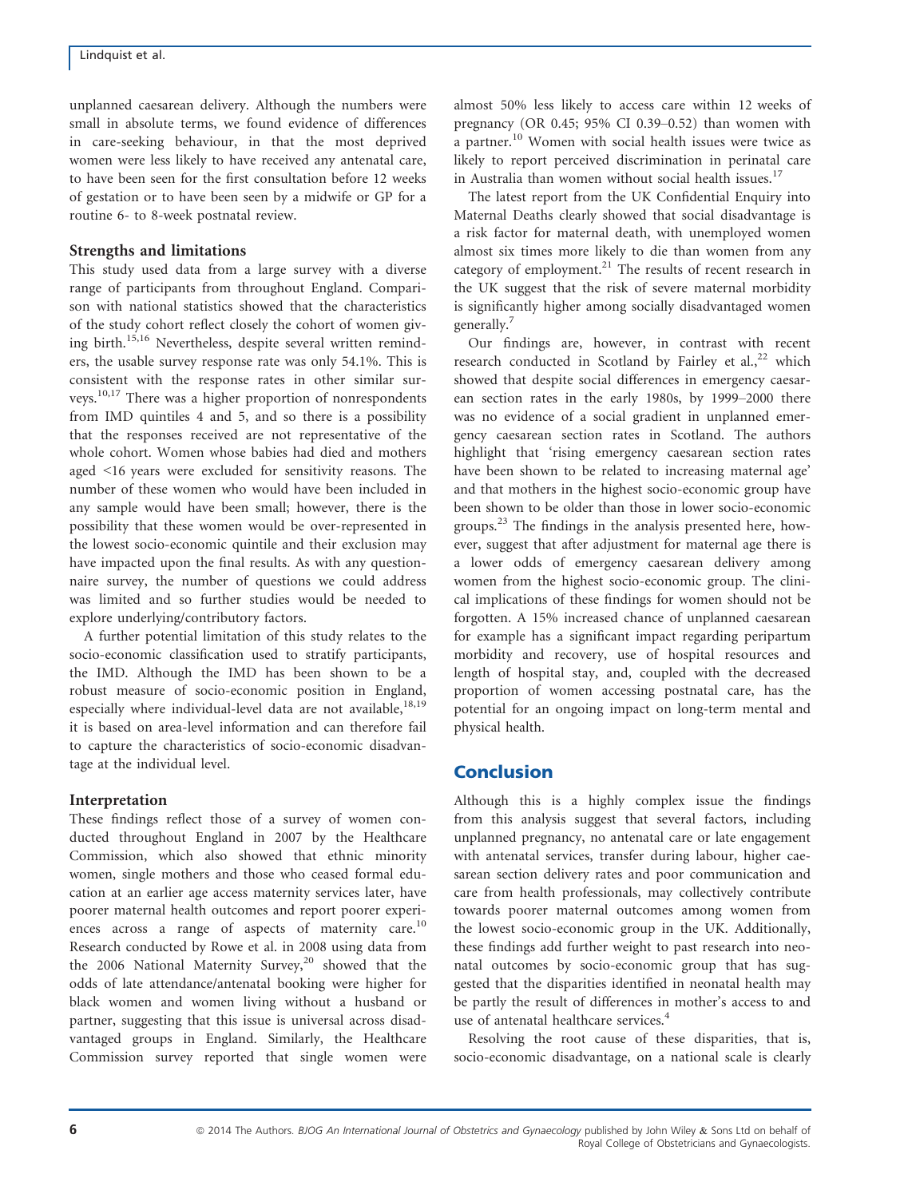unplanned caesarean delivery. Although the numbers were small in absolute terms, we found evidence of differences in care-seeking behaviour, in that the most deprived women were less likely to have received any antenatal care, to have been seen for the first consultation before 12 weeks of gestation or to have been seen by a midwife or GP for a routine 6- to 8-week postnatal review.

### Strengths and limitations

This study used data from a large survey with a diverse range of participants from throughout England. Comparison with national statistics showed that the characteristics of the study cohort reflect closely the cohort of women giving birth.[15,16] Nevertheless, despite several written reminders, the usable survey response rate was only 54.1%. This is consistent with the response rates in other similar surveys.[10,17] There was a higher proportion of nonrespondents from IMD quintiles 4 and 5, and so there is a possibility that the responses received are not representative of the whole cohort. Women whose babies had died and mothers aged <16 years were excluded for sensitivity reasons. The number of these women who would have been included in any sample would have been small; however, there is the possibility that these women would be over-represented in the lowest socio-economic quintile and their exclusion may have impacted upon the final results. As with any questionnaire survey, the number of questions we could address was limited and so further studies would be needed to explore underlying/contributory factors.

A further potential limitation of this study relates to the socio-economic classification used to stratify participants, the IMD. Although the IMD has been shown to be a robust measure of socio-economic position in England, especially where individual-level data are not available,[18,19] it is based on area-level information and can therefore fail to capture the characteristics of socio-economic disadvantage at the individual level.

### Interpretation

These findings reflect those of a survey of women conducted throughout England in 2007 by the Healthcare Commission, which also showed that ethnic minority women, single mothers and those who ceased formal education at an earlier age access maternity services later, have poorer maternal health outcomes and report poorer experiences across a range of aspects of maternity care.[10] Research conducted by Rowe et al. in 2008 using data from the 2006 National Maternity Survey,[20] showed that the odds of late attendance/antenatal booking were higher for black women and women living without a husband or partner, suggesting that this issue is universal across disadvantaged groups in England. Similarly, the Healthcare Commission survey reported that single women were almost 50% less likely to access care within 12 weeks of pregnancy (OR 0.45; 95% CI 0.39–0.52) than women with a partner.[10] Women with social health issues were twice as likely to report perceived discrimination in perinatal care in Australia than women without social health issues.[17]

The latest report from the UK Confidential Enquiry into Maternal Deaths clearly showed that social disadvantage is a risk factor for maternal death, with unemployed women almost six times more likely to die than women from any category of employment.[21] The results of recent research in the UK suggest that the risk of severe maternal morbidity is significantly higher among socially disadvantaged women generally.[7]

Our findings are, however, in contrast with recent research conducted in Scotland by Fairley et al.,[22] which showed that despite social differences in emergency caesarean section rates in the early 1980s, by 1999–2000 there was no evidence of a social gradient in unplanned emergency caesarean section rates in Scotland. The authors highlight that 'rising emergency caesarean section rates have been shown to be related to increasing maternal age' and that mothers in the highest socio-economic group have been shown to be older than those in lower socio-economic groups.[23] The findings in the analysis presented here, however, suggest that after adjustment for maternal age there is a lower odds of emergency caesarean delivery among women from the highest socio-economic group. The clinical implications of these findings for women should not be forgotten. A 15% increased chance of unplanned caesarean for example has a significant impact regarding peripartum morbidity and recovery, use of hospital resources and length of hospital stay, and, coupled with the decreased proportion of women accessing postnatal care, has the potential for an ongoing impact on long-term mental and physical health.

## Conclusion

Although this is a highly complex issue the findings from this analysis suggest that several factors, including unplanned pregnancy, no antenatal care or late engagement with antenatal services, transfer during labour, higher caesarean section delivery rates and poor communication and care from health professionals, may collectively contribute towards poorer maternal outcomes among women from the lowest socio-economic group in the UK. Additionally, these findings add further weight to past research into neonatal outcomes by socio-economic group that has suggested that the disparities identified in neonatal health may be partly the result of differences in mother's access to and use of antenatal healthcare services.[4]

Resolving the root cause of these disparities, that is, socio-economic disadvantage, on a national scale is clearly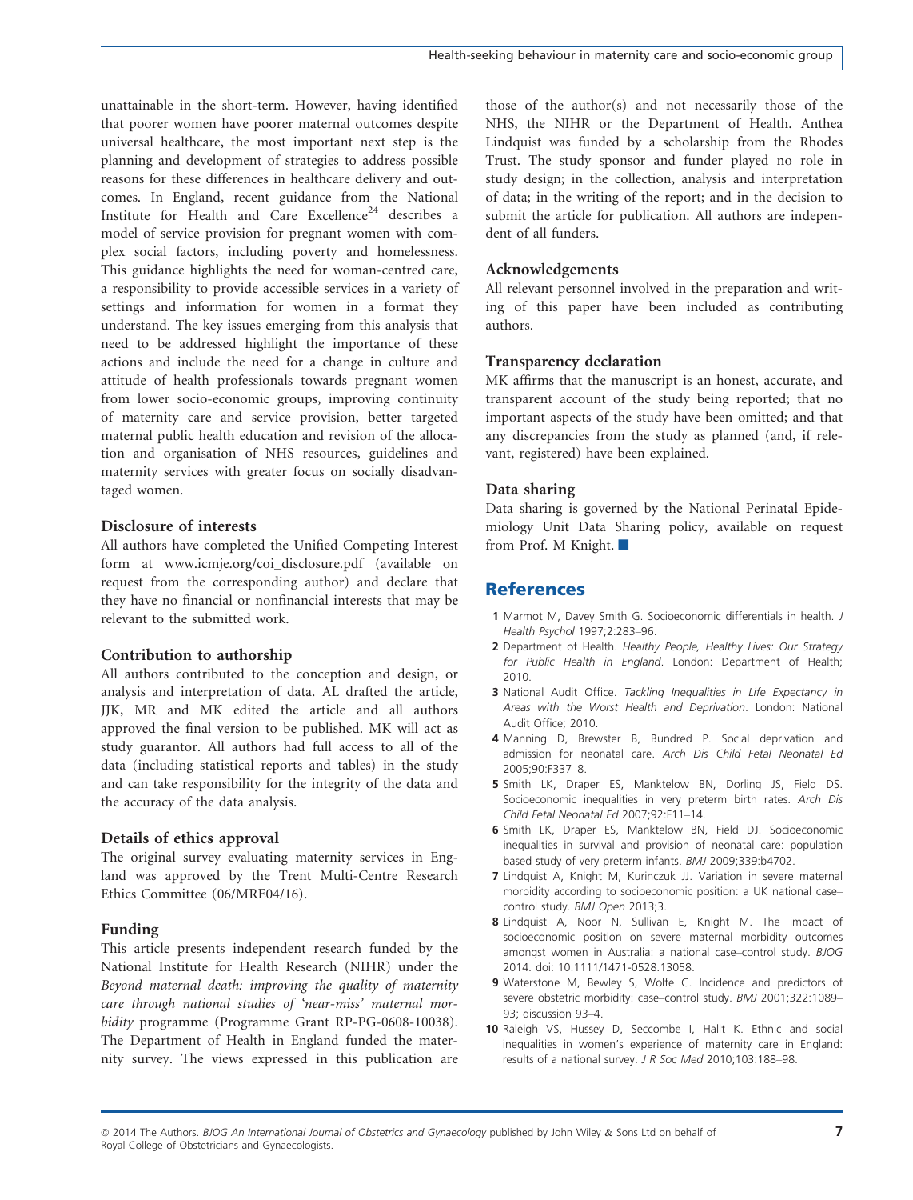unattainable in the short-term. However, having identified that poorer women have poorer maternal outcomes despite universal healthcare, the most important next step is the planning and development of strategies to address possible reasons for these differences in healthcare delivery and outcomes. In England, recent guidance from the National Institute for Health and Care Excellence[24] describes a model of service provision for pregnant women with complex social factors, including poverty and homelessness. This guidance highlights the need for woman-centred care, a responsibility to provide accessible services in a variety of settings and information for women in a format they understand. The key issues emerging from this analysis that need to be addressed highlight the importance of these actions and include the need for a change in culture and attitude of health professionals towards pregnant women from lower socio-economic groups, improving continuity of maternity care and service provision, better targeted maternal public health education and revision of the allocation and organisation of NHS resources, guidelines and maternity services with greater focus on socially disadvantaged women.

### Disclosure of interests

All authors have completed the Unified Competing Interest form at www.icmje.org/coi_disclosure.pdf (available on request from the corresponding author) and declare that they have no financial or nonfinancial interests that may be relevant to the submitted work.

### Contribution to authorship

All authors contributed to the conception and design, or analysis and interpretation of data. AL drafted the article, JJK, MR and MK edited the article and all authors approved the final version to be published. MK will act as study guarantor. All authors had full access to all of the data (including statistical reports and tables) in the study and can take responsibility for the integrity of the data and the accuracy of the data analysis.

### Details of ethics approval

The original survey evaluating maternity services in England was approved by the Trent Multi-Centre Research Ethics Committee (06/MRE04/16).

### Funding

This article presents independent research funded by the National Institute for Health Research (NIHR) under the *Beyond maternal death: improving the quality of maternity care through national studies of 'near-miss' maternal morbidity* programme (Programme Grant RP-PG-0608-10038). The Department of Health in England funded the maternity survey. The views expressed in this publication are those of the author(s) and not necessarily those of the NHS, the NIHR or the Department of Health. Anthea Lindquist was funded by a scholarship from the Rhodes Trust. The study sponsor and funder played no role in study design; in the collection, analysis and interpretation of data; in the writing of the report; and in the decision to submit the article for publication. All authors are independent of all funders.

### Acknowledgements

All relevant personnel involved in the preparation and writing of this paper have been included as contributing authors.

### Transparency declaration

MK affirms that the manuscript is an honest, accurate, and transparent account of the study being reported; that no important aspects of the study have been omitted; and that any discrepancies from the study as planned (and, if relevant, registered) have been explained.

### Data sharing

Data sharing is governed by the National Perinatal Epidemiology Unit Data Sharing policy, available on request from Prof. M Knight. ■

## References

1. Marmot M, Davey Smith G. Socioeconomic differentials in health. *J Health Psychol* 1997;2:283–96.
2. Department of Health. *Healthy People, Healthy Lives: Our Strategy for Public Health in England*. London: Department of Health; 2010.
3. National Audit Office. *Tackling Inequalities in Life Expectancy in Areas with the Worst Health and Deprivation*. London: National Audit Office; 2010.
4. Manning D, Brewster B, Bundred P. Social deprivation and admission for neonatal care. *Arch Dis Child Fetal Neonatal Ed* 2005;90:F337–8.
5. Smith LK, Draper ES, Manktelow BN, Dorling JS, Field DS. Socioeconomic inequalities in very preterm birth rates. *Arch Dis Child Fetal Neonatal Ed* 2007;92:F11–14.
6. Smith LK, Draper ES, Manktelow BN, Field DJ. Socioeconomic inequalities in survival and provision of neonatal care: population based study of very preterm infants. *BMJ* 2009;339:b4702.
7. Lindquist A, Knight M, Kurinczuk JJ. Variation in severe maternal morbidity according to socioeconomic position: a UK national case–control study. *BMJ Open* 2013;3.
8. Lindquist A, Noor N, Sullivan E, Knight M. The impact of socioeconomic position on severe maternal morbidity outcomes amongst women in Australia: a national case–control study. *BJOG* 2014. doi: 10.1111/1471-0528.13058.
9. Waterstone M, Bewley S, Wolfe C. Incidence and predictors of severe obstetric morbidity: case–control study. *BMJ* 2001;322:1089–93; discussion 93–4.
10. Raleigh VS, Hussey D, Seccombe I, Hallt K. Ethnic and social inequalities in women's experience of maternity care in England: results of a national survey. *J R Soc Med* 2010;103:188–98.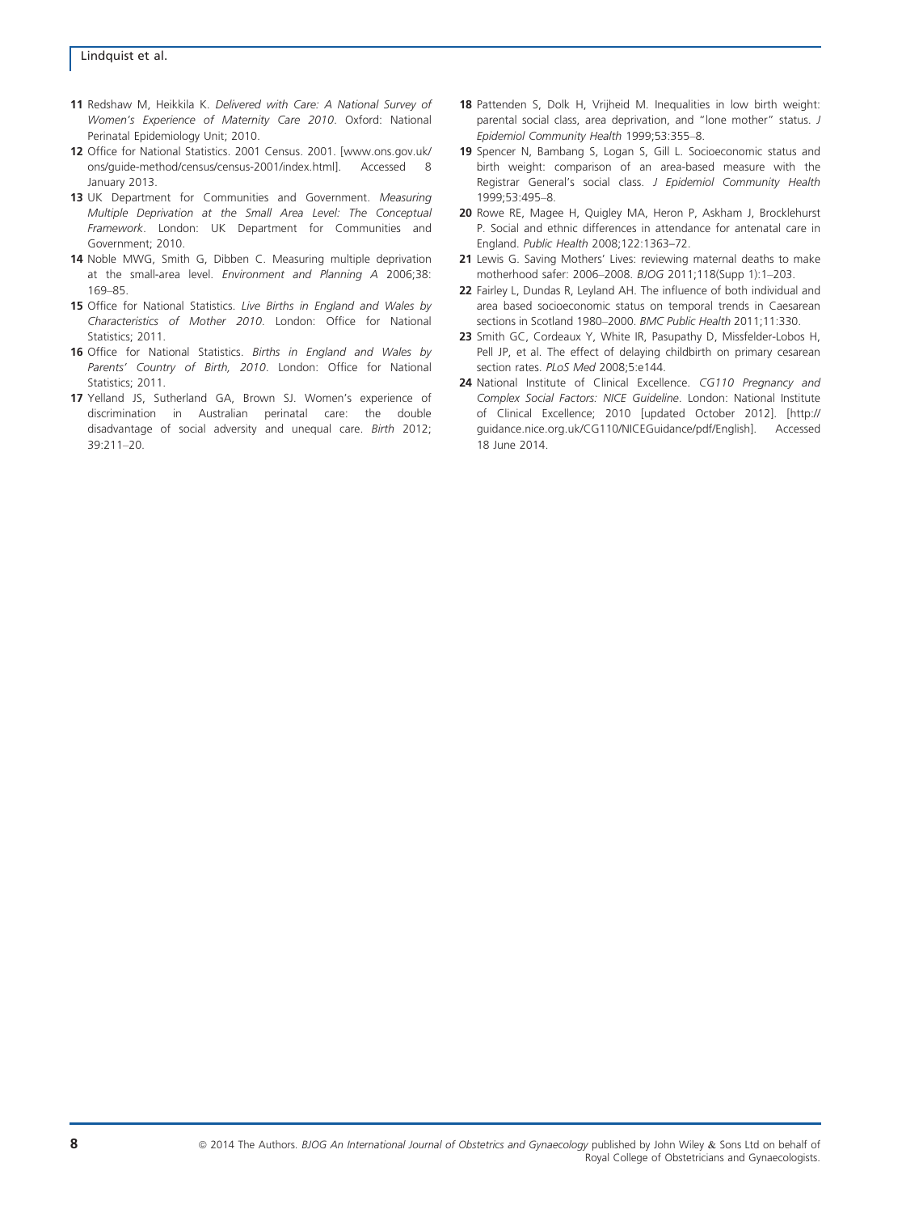11 Redshaw M, Heikkila K. *Delivered with Care: A National Survey of Women's Experience of Maternity Care 2010*. Oxford: National Perinatal Epidemiology Unit; 2010.

12 Office for National Statistics. 2001 Census. 2001. [www.ons.gov.uk/ons/guide-method/census/census-2001/index.html]. Accessed 8 January 2013.

13 UK Department for Communities and Government. *Measuring Multiple Deprivation at the Small Area Level: The Conceptual Framework*. London: UK Department for Communities and Government; 2010.

14 Noble MWG, Smith G, Dibben C. Measuring multiple deprivation at the small-area level. *Environment and Planning A* 2006;38:169–85.

15 Office for National Statistics. *Live Births in England and Wales by Characteristics of Mother 2010*. London: Office for National Statistics; 2011.

16 Office for National Statistics. *Births in England and Wales by Parents' Country of Birth, 2010*. London: Office for National Statistics; 2011.

17 Yelland JS, Sutherland GA, Brown SJ. Women's experience of discrimination in Australian perinatal care: the double disadvantage of social adversity and unequal care. *Birth* 2012;39:211–20.

18 Pattenden S, Dolk H, Vrijheid M. Inequalities in low birth weight: parental social class, area deprivation, and "lone mother" status. *J Epidemiol Community Health* 1999;53:355–8.

19 Spencer N, Bambang S, Logan S, Gill L. Socioeconomic status and birth weight: comparison of an area-based measure with the Registrar General's social class. *J Epidemiol Community Health* 1999;53:495–8.

20 Rowe RE, Magee H, Quigley MA, Heron P, Askham J, Brocklehurst P. Social and ethnic differences in attendance for antenatal care in England. *Public Health* 2008;122:1363–72.

21 Lewis G. Saving Mothers' Lives: reviewing maternal deaths to make motherhood safer: 2006–2008. *BJOG* 2011;118(Supp 1):1–203.

22 Fairley L, Dundas R, Leyland AH. The influence of both individual and area based socioeconomic status on temporal trends in Caesarean sections in Scotland 1980–2000. *BMC Public Health* 2011;11:330.

23 Smith GC, Cordeaux Y, White IR, Pasupathy D, Missfelder-Lobos H, Pell JP, et al. The effect of delaying childbirth on primary cesarean section rates. *PLoS Med* 2008;5:e144.

24 National Institute of Clinical Excellence. *CG110 Pregnancy and Complex Social Factors: NICE Guideline*. London: National Institute of Clinical Excellence; 2010 [updated October 2012]. [http://guidance.nice.org.uk/CG110/NICEGuidance/pdf/English]. Accessed 18 June 2014.